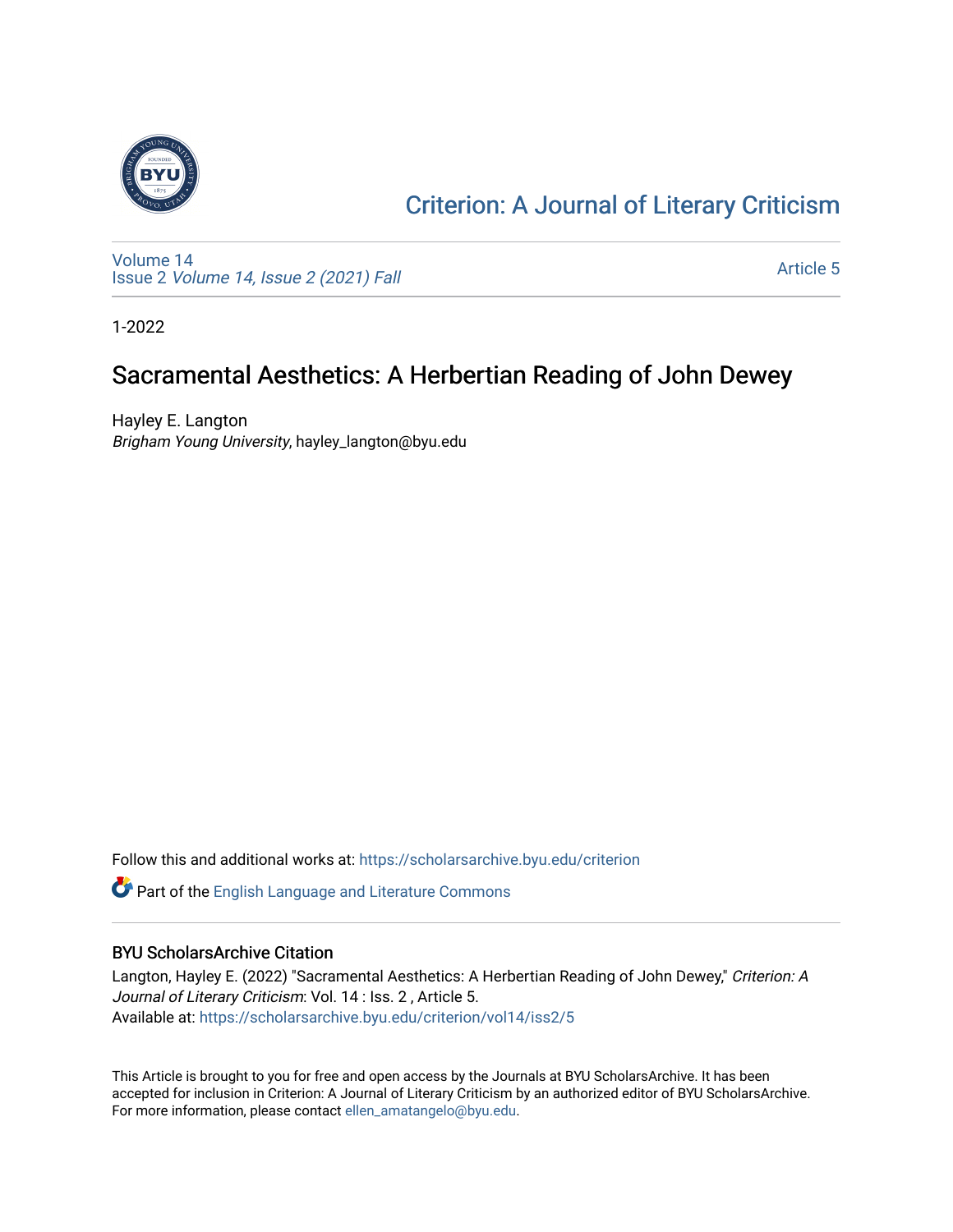Criterion: A Journal of Literary Criticism

Volume 14
Issue 2 *Volume 14, Issue 2 (2021) Fall*

Article 5

1-2022

# Sacramental Aesthetics: A Herbertian Reading of John Dewey

Hayley E. Langton
*Brigham Young University*, hayley_langton@byu.edu

Follow this and additional works at: https://scholarsarchive.byu.edu/criterion

Part of the English Language and Literature Commons

## BYU ScholarsArchive Citation

Langton, Hayley E. (2022) "Sacramental Aesthetics: A Herbertian Reading of John Dewey," *Criterion: A Journal of Literary Criticism*: Vol. 14 : Iss. 2 , Article 5.
Available at: https://scholarsarchive.byu.edu/criterion/vol14/iss2/5

This Article is brought to you for free and open access by the Journals at BYU ScholarsArchive. It has been accepted for inclusion in Criterion: A Journal of Literary Criticism by an authorized editor of BYU ScholarsArchive. For more information, please contact ellen_amatangelo@byu.edu.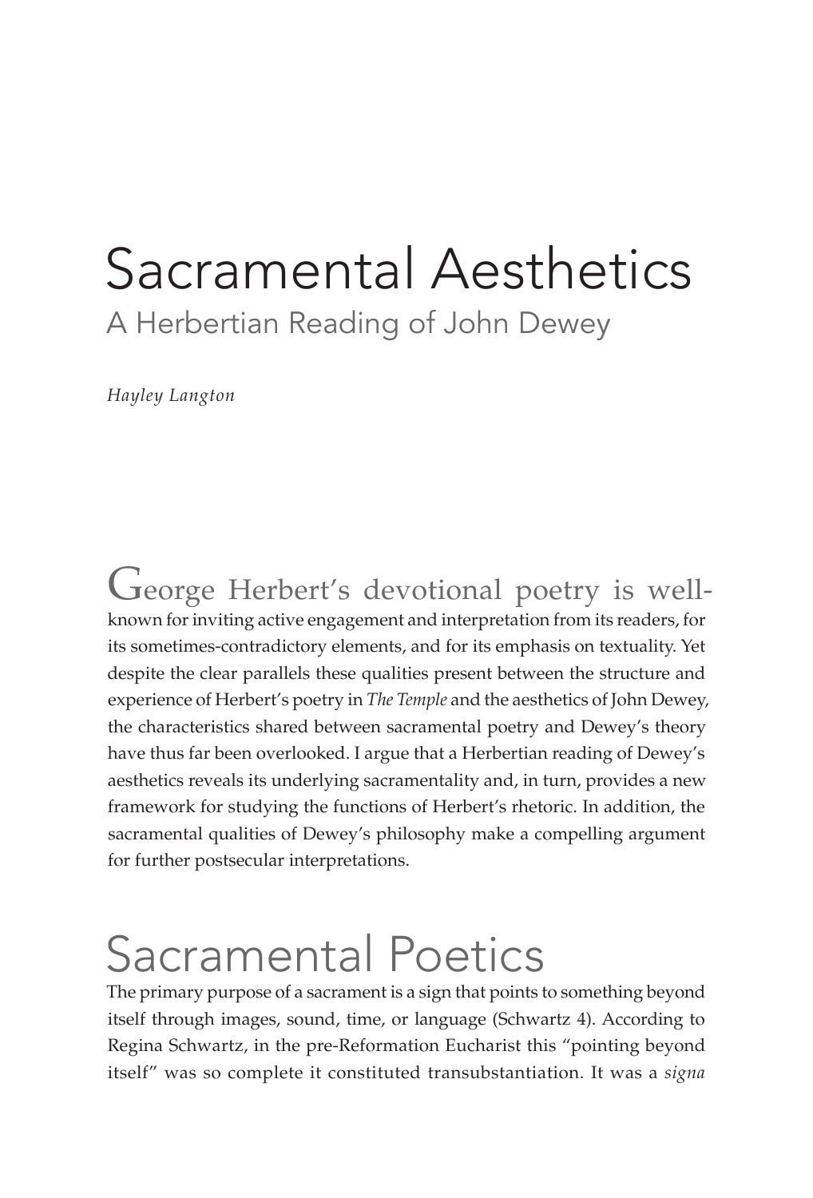# Sacramental Aesthetics

## A Herbertian Reading of John Dewey

*Hayley Langton*

George Herbert's devotional poetry is well-known for inviting active engagement and interpretation from its readers, for its sometimes-contradictory elements, and for its emphasis on textuality. Yet despite the clear parallels these qualities present between the structure and experience of Herbert's poetry in *The Temple* and the aesthetics of John Dewey, the characteristics shared between sacramental poetry and Dewey's theory have thus far been overlooked. I argue that a Herbertian reading of Dewey's aesthetics reveals its underlying sacramentality and, in turn, provides a new framework for studying the functions of Herbert's rhetoric. In addition, the sacramental qualities of Dewey's philosophy make a compelling argument for further postsecular interpretations.

## Sacramental Poetics

The primary purpose of a sacrament is a sign that points to something beyond itself through images, sound, time, or language (Schwartz 4). According to Regina Schwartz, in the pre-Reformation Eucharist this "pointing beyond itself" was so complete it constituted transubstantiation. It was a *signa*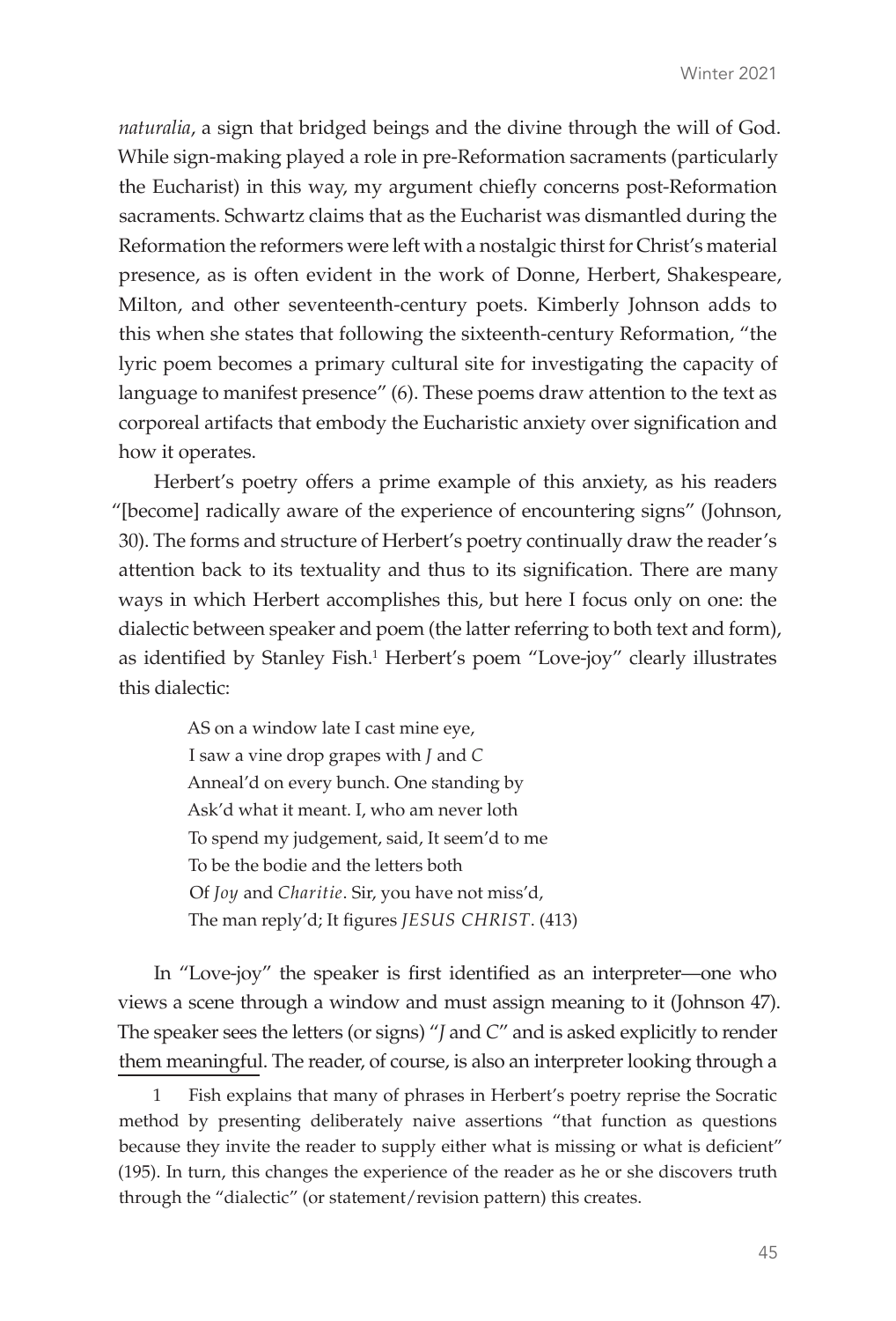*naturalia*, a sign that bridged beings and the divine through the will of God. While sign-making played a role in pre-Reformation sacraments (particularly the Eucharist) in this way, my argument chiefly concerns post-Reformation sacraments. Schwartz claims that as the Eucharist was dismantled during the Reformation the reformers were left with a nostalgic thirst for Christ's material presence, as is often evident in the work of Donne, Herbert, Shakespeare, Milton, and other seventeenth-century poets. Kimberly Johnson adds to this when she states that following the sixteenth-century Reformation, "the lyric poem becomes a primary cultural site for investigating the capacity of language to manifest presence" (6). These poems draw attention to the text as corporeal artifacts that embody the Eucharistic anxiety over signification and how it operates.

Herbert's poetry offers a prime example of this anxiety, as his readers "[become] radically aware of the experience of encountering signs" (Johnson, 30). The forms and structure of Herbert's poetry continually draw the reader's attention back to its textuality and thus to its signification. There are many ways in which Herbert accomplishes this, but here I focus only on one: the dialectic between speaker and poem (the latter referring to both text and form), as identified by Stanley Fish.[1] Herbert's poem "Love-joy" clearly illustrates this dialectic:

> AS on a window late I cast mine eye,  
> I saw a vine drop grapes with *J* and *C*  
> Anneal'd on every bunch. One standing by  
> Ask'd what it meant. I, who am never loth  
> To spend my judgement, said, It seem'd to me  
> To be the bodie and the letters both  
> Of *Joy* and *Charitie*. Sir, you have not miss'd,  
> The man reply'd; It figures *JESUS CHRIST*. (413)

In "Love-joy" the speaker is first identified as an interpreter—one who views a scene through a window and must assign meaning to it (Johnson 47). The speaker sees the letters (or signs) "*J* and *C*" and is asked explicitly to render them meaningful. The reader, of course, is also an interpreter looking through a

1 Fish explains that many of phrases in Herbert's poetry reprise the Socratic method by presenting deliberately naive assertions "that function as questions because they invite the reader to supply either what is missing or what is deficient" (195). In turn, this changes the experience of the reader as he or she discovers truth through the "dialectic" (or statement/revision pattern) this creates.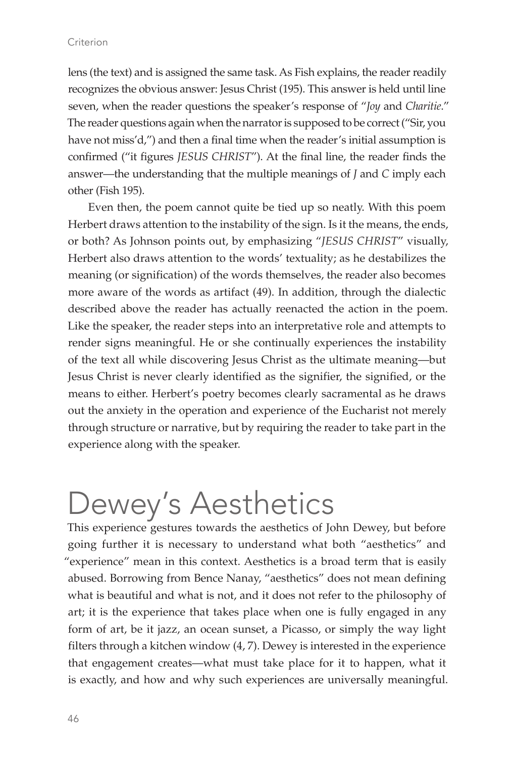lens (the text) and is assigned the same task. As Fish explains, the reader readily recognizes the obvious answer: Jesus Christ (195). This answer is held until line seven, when the reader questions the speaker's response of "*Joy* and *Charitie*." The reader questions again when the narrator is supposed to be correct ("Sir, you have not miss'd,") and then a final time when the reader's initial assumption is confirmed ("it figures *JESUS CHRIST*"). At the final line, the reader finds the answer—the understanding that the multiple meanings of *J* and *C* imply each other (Fish 195).

Even then, the poem cannot quite be tied up so neatly. With this poem Herbert draws attention to the instability of the sign. Is it the means, the ends, or both? As Johnson points out, by emphasizing "*JESUS CHRIST*" visually, Herbert also draws attention to the words' textuality; as he destabilizes the meaning (or signification) of the words themselves, the reader also becomes more aware of the words as artifact (49). In addition, through the dialectic described above the reader has actually reenacted the action in the poem. Like the speaker, the reader steps into an interpretative role and attempts to render signs meaningful. He or she continually experiences the instability of the text all while discovering Jesus Christ as the ultimate meaning—but Jesus Christ is never clearly identified as the signifier, the signified, or the means to either. Herbert's poetry becomes clearly sacramental as he draws out the anxiety in the operation and experience of the Eucharist not merely through structure or narrative, but by requiring the reader to take part in the experience along with the speaker.

# Dewey's Aesthetics

This experience gestures towards the aesthetics of John Dewey, but before going further it is necessary to understand what both "aesthetics" and "experience" mean in this context. Aesthetics is a broad term that is easily abused. Borrowing from Bence Nanay, "aesthetics" does not mean defining what is beautiful and what is not, and it does not refer to the philosophy of art; it is the experience that takes place when one is fully engaged in any form of art, be it jazz, an ocean sunset, a Picasso, or simply the way light filters through a kitchen window (4, 7). Dewey is interested in the experience that engagement creates—what must take place for it to happen, what it is exactly, and how and why such experiences are universally meaningful.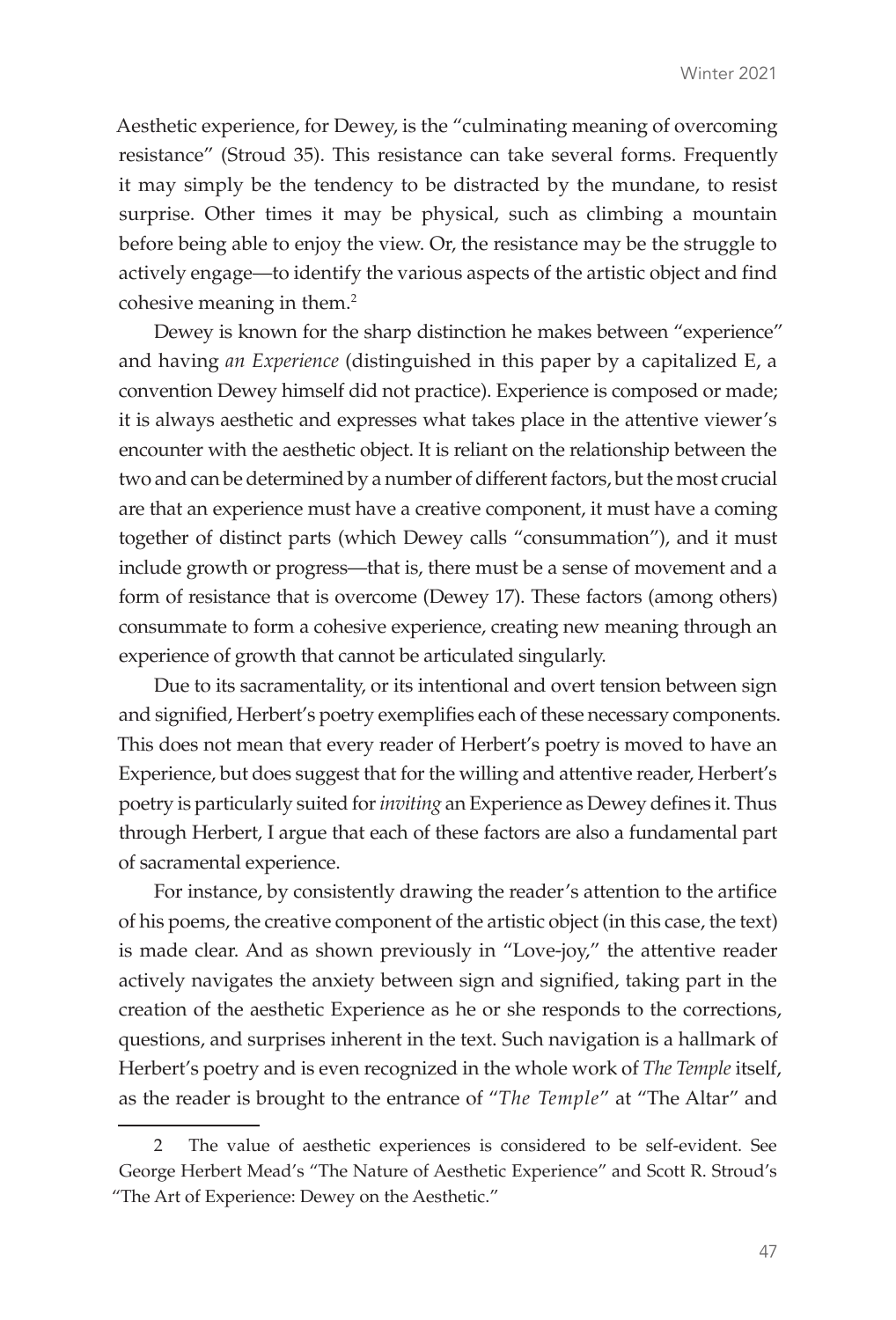Aesthetic experience, for Dewey, is the "culminating meaning of overcoming resistance" (Stroud 35). This resistance can take several forms. Frequently it may simply be the tendency to be distracted by the mundane, to resist surprise. Other times it may be physical, such as climbing a mountain before being able to enjoy the view. Or, the resistance may be the struggle to actively engage—to identify the various aspects of the artistic object and find cohesive meaning in them.[2]

Dewey is known for the sharp distinction he makes between "experience" and having *an Experience* (distinguished in this paper by a capitalized E, a convention Dewey himself did not practice). Experience is composed or made; it is always aesthetic and expresses what takes place in the attentive viewer's encounter with the aesthetic object. It is reliant on the relationship between the two and can be determined by a number of different factors, but the most crucial are that an experience must have a creative component, it must have a coming together of distinct parts (which Dewey calls "consummation"), and it must include growth or progress—that is, there must be a sense of movement and a form of resistance that is overcome (Dewey 17). These factors (among others) consummate to form a cohesive experience, creating new meaning through an experience of growth that cannot be articulated singularly.

Due to its sacramentality, or its intentional and overt tension between sign and signified, Herbert's poetry exemplifies each of these necessary components. This does not mean that every reader of Herbert's poetry is moved to have an Experience, but does suggest that for the willing and attentive reader, Herbert's poetry is particularly suited for *inviting* an Experience as Dewey defines it. Thus through Herbert, I argue that each of these factors are also a fundamental part of sacramental experience.

For instance, by consistently drawing the reader's attention to the artifice of his poems, the creative component of the artistic object (in this case, the text) is made clear. And as shown previously in "Love-joy," the attentive reader actively navigates the anxiety between sign and signified, taking part in the creation of the aesthetic Experience as he or she responds to the corrections, questions, and surprises inherent in the text. Such navigation is a hallmark of Herbert's poetry and is even recognized in the whole work of *The Temple* itself, as the reader is brought to the entrance of "*The Temple*" at "The Altar" and

---

2 The value of aesthetic experiences is considered to be self-evident. See George Herbert Mead's "The Nature of Aesthetic Experience" and Scott R. Stroud's "The Art of Experience: Dewey on the Aesthetic."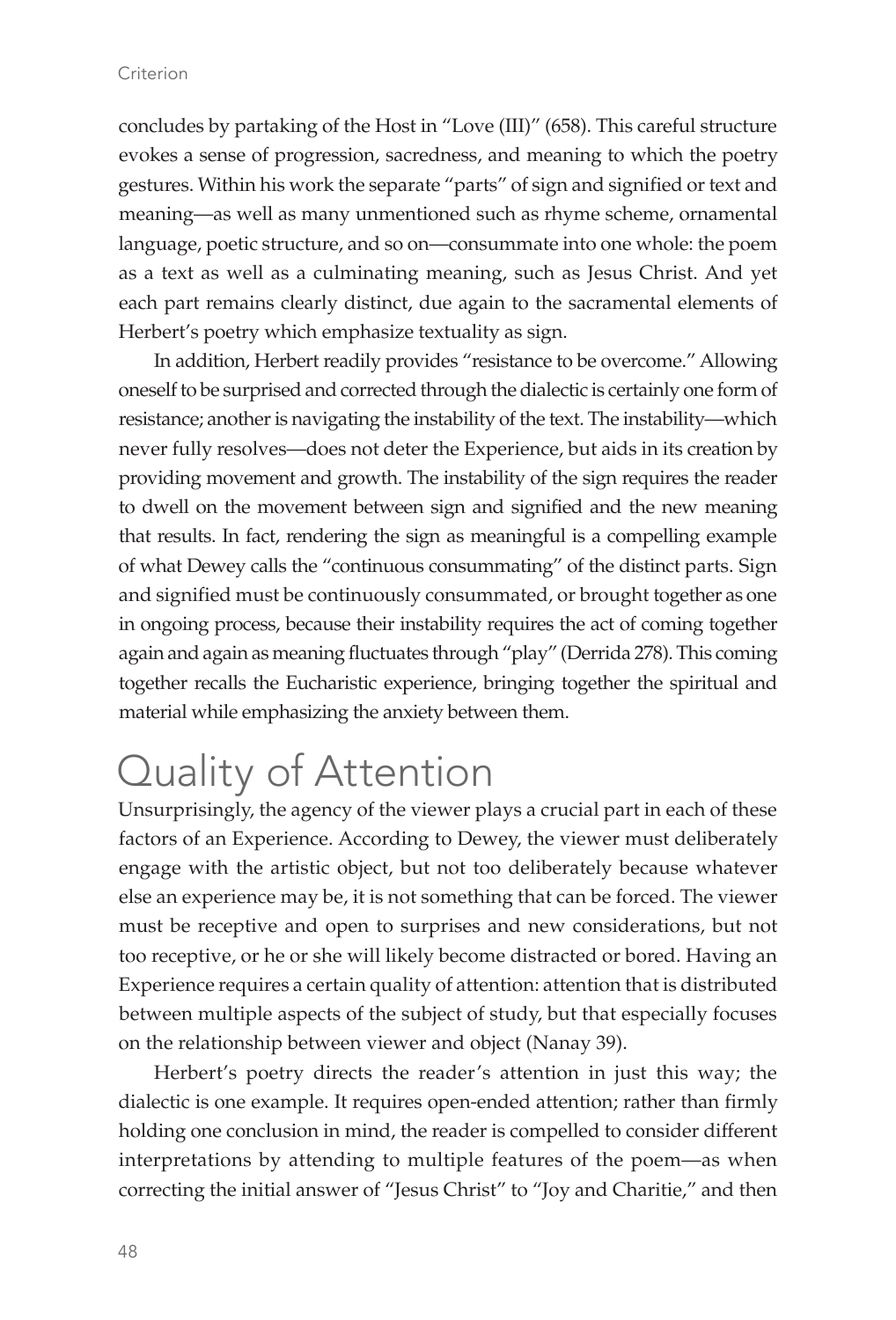concludes by partaking of the Host in "Love (III)" (658). This careful structure evokes a sense of progression, sacredness, and meaning to which the poetry gestures. Within his work the separate "parts" of sign and signified or text and meaning—as well as many unmentioned such as rhyme scheme, ornamental language, poetic structure, and so on—consummate into one whole: the poem as a text as well as a culminating meaning, such as Jesus Christ. And yet each part remains clearly distinct, due again to the sacramental elements of Herbert's poetry which emphasize textuality as sign.

In addition, Herbert readily provides "resistance to be overcome." Allowing oneself to be surprised and corrected through the dialectic is certainly one form of resistance; another is navigating the instability of the text. The instability—which never fully resolves—does not deter the Experience, but aids in its creation by providing movement and growth. The instability of the sign requires the reader to dwell on the movement between sign and signified and the new meaning that results. In fact, rendering the sign as meaningful is a compelling example of what Dewey calls the "continuous consummating" of the distinct parts. Sign and signified must be continuously consummated, or brought together as one in ongoing process, because their instability requires the act of coming together again and again as meaning fluctuates through "play" (Derrida 278). This coming together recalls the Eucharistic experience, bringing together the spiritual and material while emphasizing the anxiety between them.

# Quality of Attention

Unsurprisingly, the agency of the viewer plays a crucial part in each of these factors of an Experience. According to Dewey, the viewer must deliberately engage with the artistic object, but not too deliberately because whatever else an experience may be, it is not something that can be forced. The viewer must be receptive and open to surprises and new considerations, but not too receptive, or he or she will likely become distracted or bored. Having an Experience requires a certain quality of attention: attention that is distributed between multiple aspects of the subject of study, but that especially focuses on the relationship between viewer and object (Nanay 39).

Herbert's poetry directs the reader's attention in just this way; the dialectic is one example. It requires open-ended attention; rather than firmly holding one conclusion in mind, the reader is compelled to consider different interpretations by attending to multiple features of the poem—as when correcting the initial answer of "Jesus Christ" to "Joy and Charitie," and then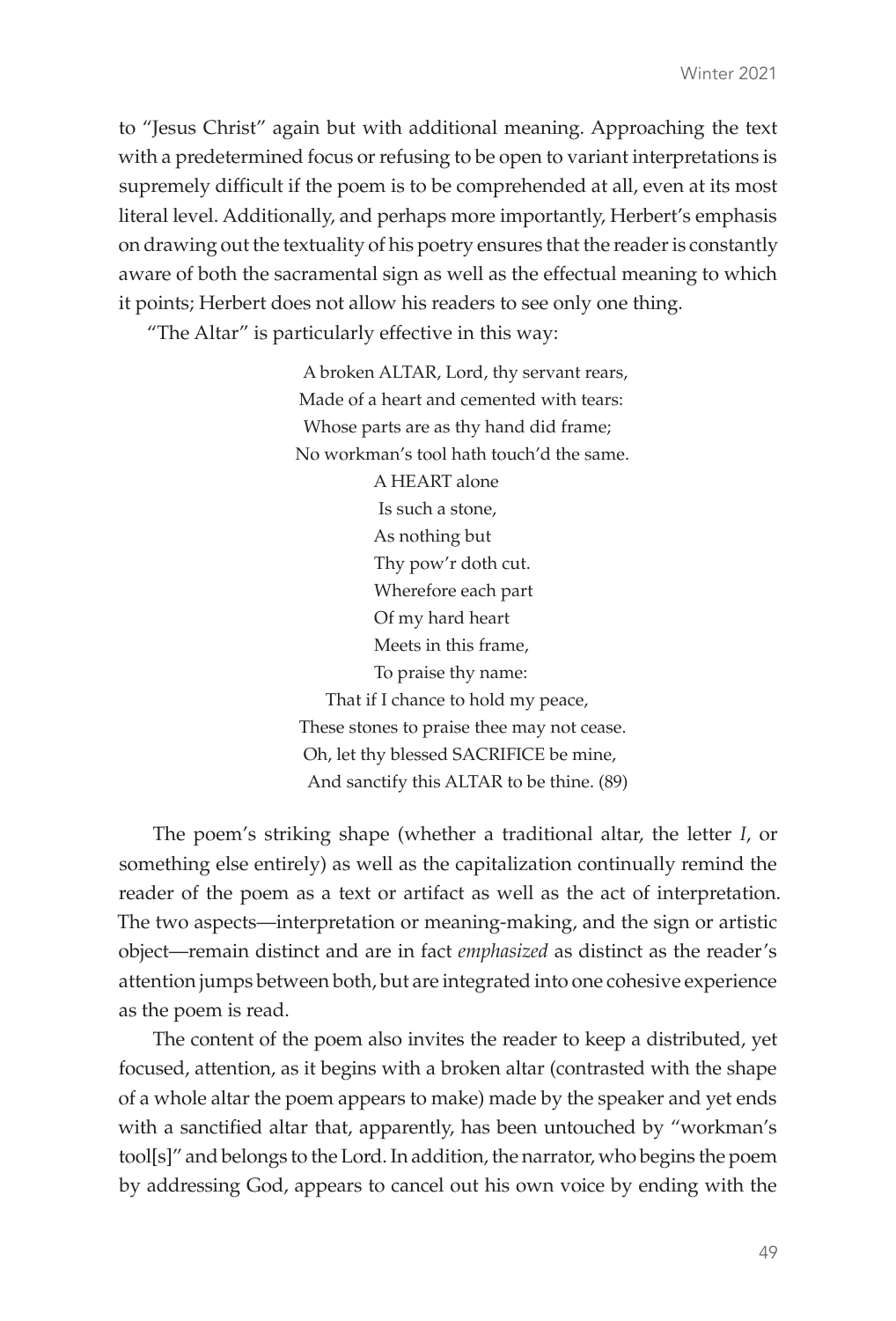to "Jesus Christ" again but with additional meaning. Approaching the text with a predetermined focus or refusing to be open to variant interpretations is supremely difficult if the poem is to be comprehended at all, even at its most literal level. Additionally, and perhaps more importantly, Herbert's emphasis on drawing out the textuality of his poetry ensures that the reader is constantly aware of both the sacramental sign as well as the effectual meaning to which it points; Herbert does not allow his readers to see only one thing.

"The Altar" is particularly effective in this way:

> A broken ALTAR, Lord, thy servant rears,
> Made of a heart and cemented with tears:
> Whose parts are as thy hand did frame;
> No workman's tool hath touch'd the same.
> A HEART alone
> Is such a stone,
> As nothing but
> Thy pow'r doth cut.
> Wherefore each part
> Of my hard heart
> Meets in this frame,
> To praise thy name:
> That if I chance to hold my peace,
> These stones to praise thee may not cease.
> Oh, let thy blessed SACRIFICE be mine,
> And sanctify this ALTAR to be thine. (89)

The poem's striking shape (whether a traditional altar, the letter *I*, or something else entirely) as well as the capitalization continually remind the reader of the poem as a text or artifact as well as the act of interpretation. The two aspects—interpretation or meaning-making, and the sign or artistic object—remain distinct and are in fact *emphasized* as distinct as the reader's attention jumps between both, but are integrated into one cohesive experience as the poem is read.

The content of the poem also invites the reader to keep a distributed, yet focused, attention, as it begins with a broken altar (contrasted with the shape of a whole altar the poem appears to make) made by the speaker and yet ends with a sanctified altar that, apparently, has been untouched by "workman's tool[s]" and belongs to the Lord. In addition, the narrator, who begins the poem by addressing God, appears to cancel out his own voice by ending with the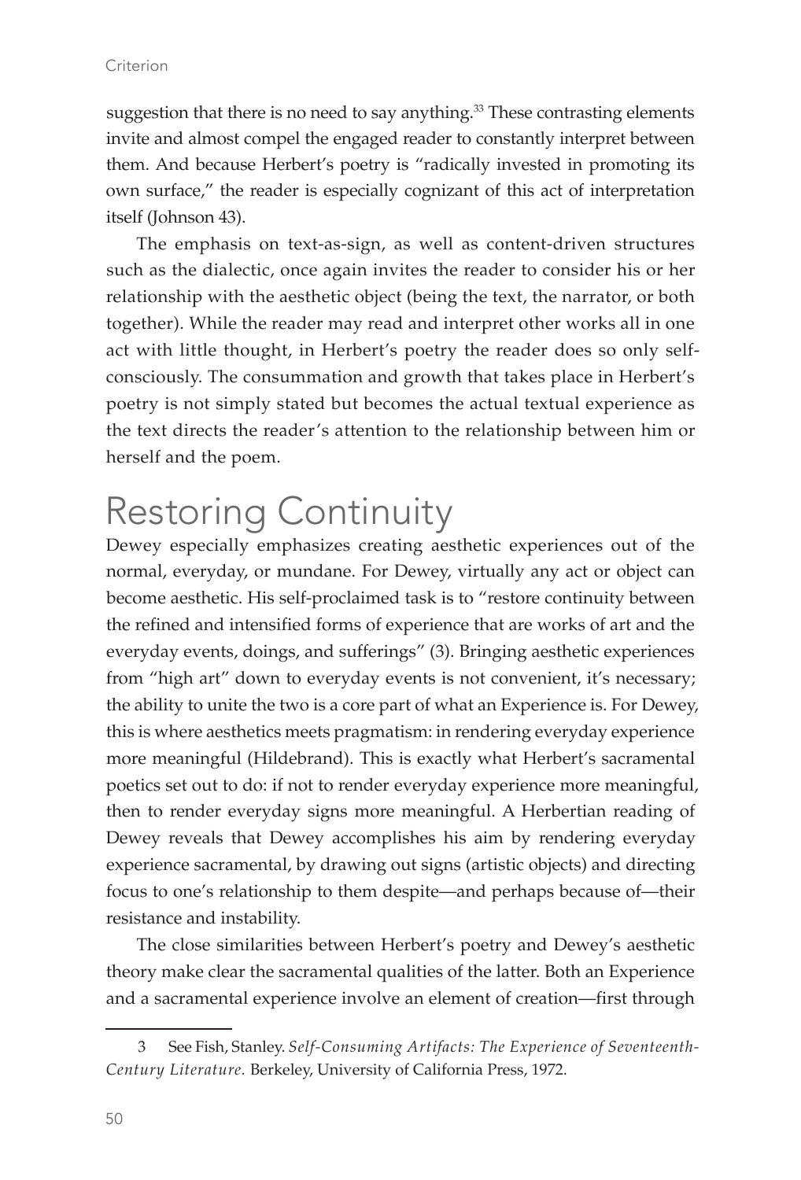suggestion that there is no need to say anything.[33] These contrasting elements invite and almost compel the engaged reader to constantly interpret between them. And because Herbert's poetry is "radically invested in promoting its own surface," the reader is especially cognizant of this act of interpretation itself (Johnson 43).

The emphasis on text-as-sign, as well as content-driven structures such as the dialectic, once again invites the reader to consider his or her relationship with the aesthetic object (being the text, the narrator, or both together). While the reader may read and interpret other works all in one act with little thought, in Herbert's poetry the reader does so only self-consciously. The consummation and growth that takes place in Herbert's poetry is not simply stated but becomes the actual textual experience as the text directs the reader's attention to the relationship between him or herself and the poem.

# Restoring Continuity

Dewey especially emphasizes creating aesthetic experiences out of the normal, everyday, or mundane. For Dewey, virtually any act or object can become aesthetic. His self-proclaimed task is to "restore continuity between the refined and intensified forms of experience that are works of art and the everyday events, doings, and sufferings" (3). Bringing aesthetic experiences from "high art" down to everyday events is not convenient, it's necessary; the ability to unite the two is a core part of what an Experience is. For Dewey, this is where aesthetics meets pragmatism: in rendering everyday experience more meaningful (Hildebrand). This is exactly what Herbert's sacramental poetics set out to do: if not to render everyday experience more meaningful, then to render everyday signs more meaningful. A Herbertian reading of Dewey reveals that Dewey accomplishes his aim by rendering everyday experience sacramental, by drawing out signs (artistic objects) and directing focus to one's relationship to them despite—and perhaps because of—their resistance and instability.

The close similarities between Herbert's poetry and Dewey's aesthetic theory make clear the sacramental qualities of the latter. Both an Experience and a sacramental experience involve an element of creation—first through

---

3 See Fish, Stanley. *Self-Consuming Artifacts: The Experience of Seventeenth-Century Literature.* Berkeley, University of California Press, 1972.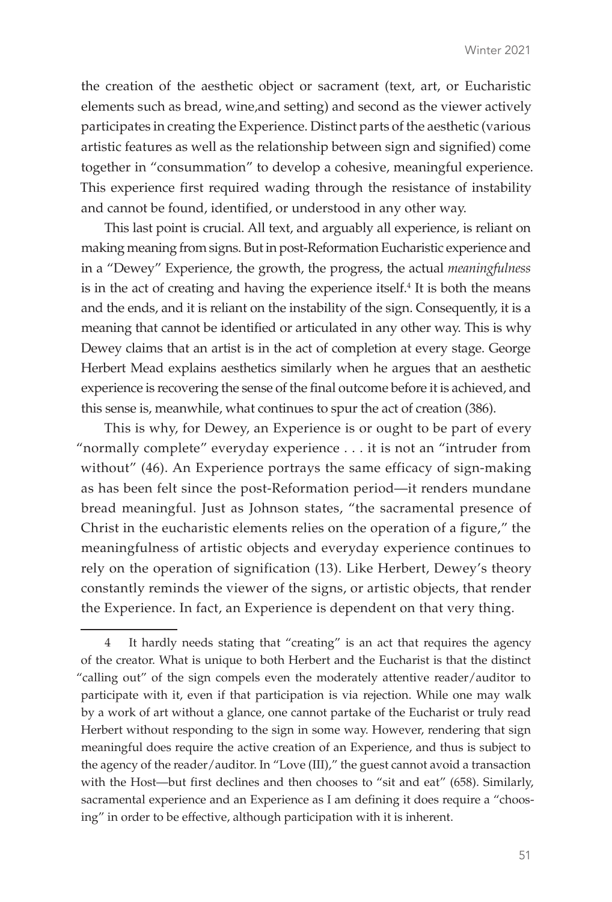the creation of the aesthetic object or sacrament (text, art, or Eucharistic elements such as bread, wine,and setting) and second as the viewer actively participates in creating the Experience. Distinct parts of the aesthetic (various artistic features as well as the relationship between sign and signified) come together in "consummation" to develop a cohesive, meaningful experience. This experience first required wading through the resistance of instability and cannot be found, identified, or understood in any other way.

This last point is crucial. All text, and arguably all experience, is reliant on making meaning from signs. But in post-Reformation Eucharistic experience and in a "Dewey" Experience, the growth, the progress, the actual *meaningfulness* is in the act of creating and having the experience itself.[4] It is both the means and the ends, and it is reliant on the instability of the sign. Consequently, it is a meaning that cannot be identified or articulated in any other way. This is why Dewey claims that an artist is in the act of completion at every stage. George Herbert Mead explains aesthetics similarly when he argues that an aesthetic experience is recovering the sense of the final outcome before it is achieved, and this sense is, meanwhile, what continues to spur the act of creation (386).

This is why, for Dewey, an Experience is or ought to be part of every "normally complete" everyday experience . . . it is not an "intruder from without" (46). An Experience portrays the same efficacy of sign-making as has been felt since the post-Reformation period—it renders mundane bread meaningful. Just as Johnson states, "the sacramental presence of Christ in the eucharistic elements relies on the operation of a figure," the meaningfulness of artistic objects and everyday experience continues to rely on the operation of signification (13). Like Herbert, Dewey's theory constantly reminds the viewer of the signs, or artistic objects, that render the Experience. In fact, an Experience is dependent on that very thing.

---

4 It hardly needs stating that "creating" is an act that requires the agency of the creator. What is unique to both Herbert and the Eucharist is that the distinct "calling out" of the sign compels even the moderately attentive reader/auditor to participate with it, even if that participation is via rejection. While one may walk by a work of art without a glance, one cannot partake of the Eucharist or truly read Herbert without responding to the sign in some way. However, rendering that sign meaningful does require the active creation of an Experience, and thus is subject to the agency of the reader/auditor. In "Love (III)," the guest cannot avoid a transaction with the Host—but first declines and then chooses to "sit and eat" (658). Similarly, sacramental experience and an Experience as I am defining it does require a "choosing" in order to be effective, although participation with it is inherent.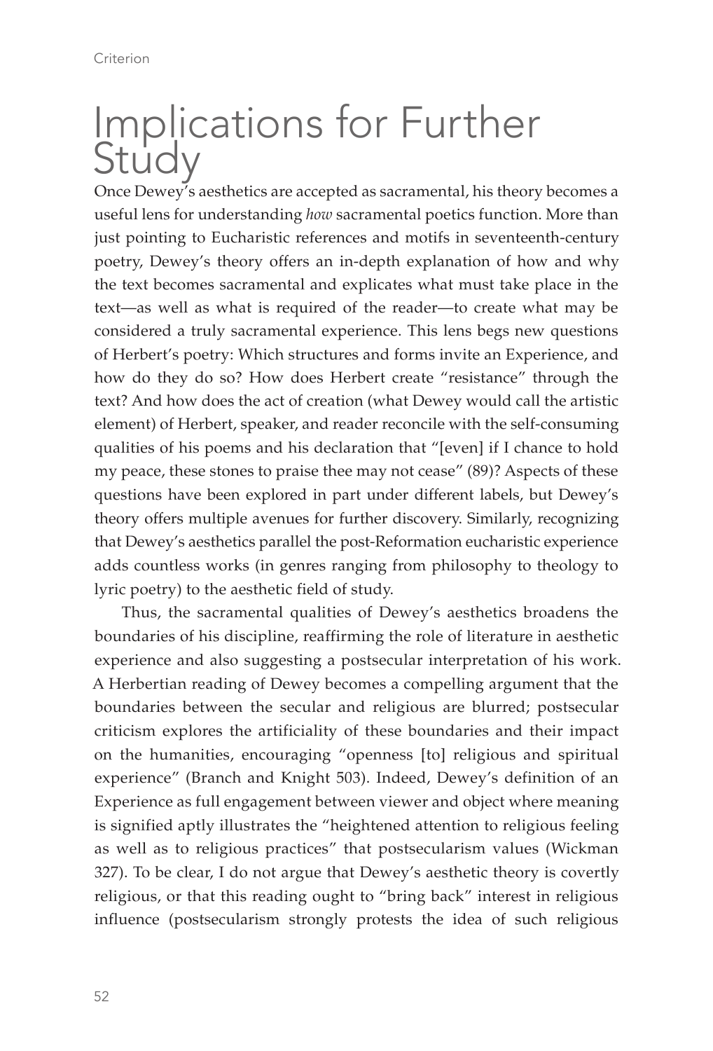# Implications for Further Study

Once Dewey's aesthetics are accepted as sacramental, his theory becomes a useful lens for understanding *how* sacramental poetics function. More than just pointing to Eucharistic references and motifs in seventeenth-century poetry, Dewey's theory offers an in-depth explanation of how and why the text becomes sacramental and explicates what must take place in the text—as well as what is required of the reader—to create what may be considered a truly sacramental experience. This lens begs new questions of Herbert's poetry: Which structures and forms invite an Experience, and how do they do so? How does Herbert create "resistance" through the text? And how does the act of creation (what Dewey would call the artistic element) of Herbert, speaker, and reader reconcile with the self-consuming qualities of his poems and his declaration that "[even] if I chance to hold my peace, these stones to praise thee may not cease" (89)? Aspects of these questions have been explored in part under different labels, but Dewey's theory offers multiple avenues for further discovery. Similarly, recognizing that Dewey's aesthetics parallel the post-Reformation eucharistic experience adds countless works (in genres ranging from philosophy to theology to lyric poetry) to the aesthetic field of study.

Thus, the sacramental qualities of Dewey's aesthetics broadens the boundaries of his discipline, reaffirming the role of literature in aesthetic experience and also suggesting a postsecular interpretation of his work. A Herbertian reading of Dewey becomes a compelling argument that the boundaries between the secular and religious are blurred; postsecular criticism explores the artificiality of these boundaries and their impact on the humanities, encouraging "openness [to] religious and spiritual experience" (Branch and Knight 503). Indeed, Dewey's definition of an Experience as full engagement between viewer and object where meaning is signified aptly illustrates the "heightened attention to religious feeling as well as to religious practices" that postsecularism values (Wickman 327). To be clear, I do not argue that Dewey's aesthetic theory is covertly religious, or that this reading ought to "bring back" interest in religious influence (postsecularism strongly protests the idea of such religious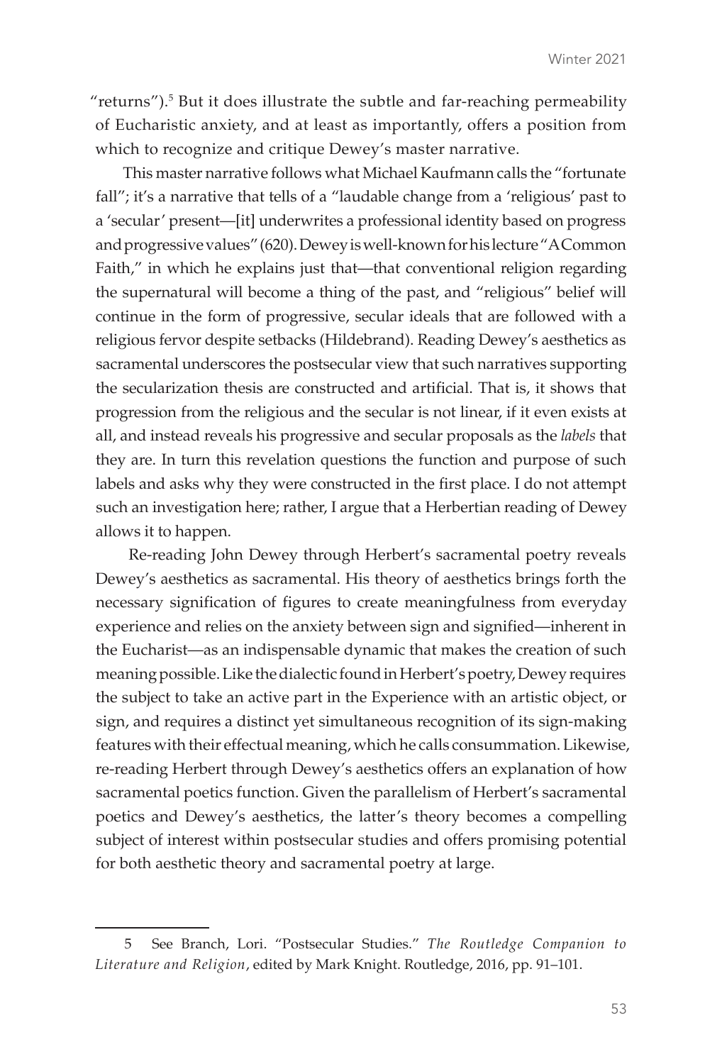"returns").[5] But it does illustrate the subtle and far-reaching permeability of Eucharistic anxiety, and at least as importantly, offers a position from which to recognize and critique Dewey's master narrative.

This master narrative follows what Michael Kaufmann calls the "fortunate fall"; it's a narrative that tells of a "laudable change from a 'religious' past to a 'secular' present—[it] underwrites a professional identity based on progress and progressive values" (620). Dewey is well-known for his lecture "A Common Faith," in which he explains just that—that conventional religion regarding the supernatural will become a thing of the past, and "religious" belief will continue in the form of progressive, secular ideals that are followed with a religious fervor despite setbacks (Hildebrand). Reading Dewey's aesthetics as sacramental underscores the postsecular view that such narratives supporting the secularization thesis are constructed and artificial. That is, it shows that progression from the religious and the secular is not linear, if it even exists at all, and instead reveals his progressive and secular proposals as the *labels* that they are. In turn this revelation questions the function and purpose of such labels and asks why they were constructed in the first place. I do not attempt such an investigation here; rather, I argue that a Herbertian reading of Dewey allows it to happen.

Re-reading John Dewey through Herbert's sacramental poetry reveals Dewey's aesthetics as sacramental. His theory of aesthetics brings forth the necessary signification of figures to create meaningfulness from everyday experience and relies on the anxiety between sign and signified—inherent in the Eucharist—as an indispensable dynamic that makes the creation of such meaning possible. Like the dialectic found in Herbert's poetry, Dewey requires the subject to take an active part in the Experience with an artistic object, or sign, and requires a distinct yet simultaneous recognition of its sign-making features with their effectual meaning, which he calls consummation. Likewise, re-reading Herbert through Dewey's aesthetics offers an explanation of how sacramental poetics function. Given the parallelism of Herbert's sacramental poetics and Dewey's aesthetics, the latter's theory becomes a compelling subject of interest within postsecular studies and offers promising potential for both aesthetic theory and sacramental poetry at large.

---

5 See Branch, Lori. "Postsecular Studies." *The Routledge Companion to Literature and Religion*, edited by Mark Knight. Routledge, 2016, pp. 91–101.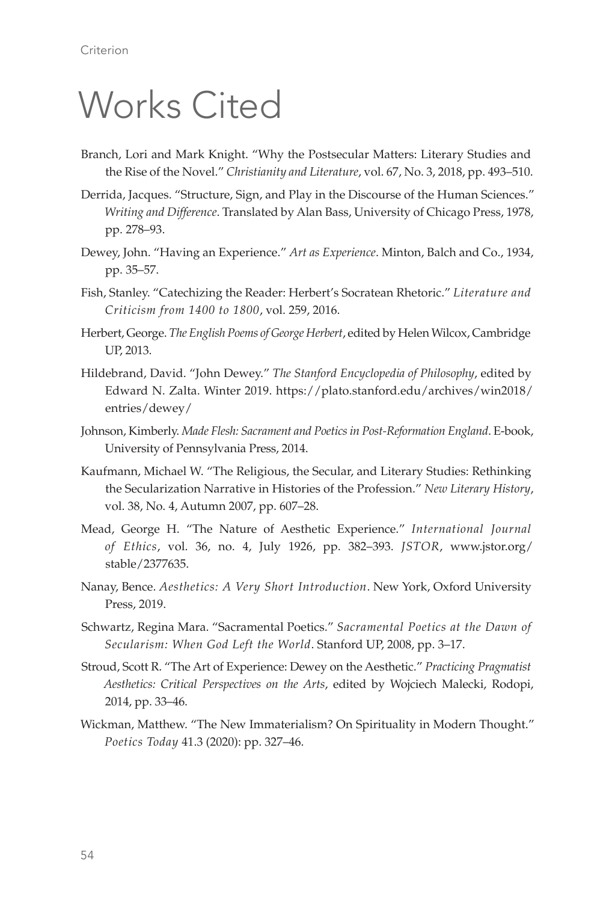# Works Cited

Branch, Lori and Mark Knight. "Why the Postsecular Matters: Literary Studies and the Rise of the Novel." *Christianity and Literature*, vol. 67, No. 3, 2018, pp. 493–510.

Derrida, Jacques. "Structure, Sign, and Play in the Discourse of the Human Sciences." *Writing and Difference*. Translated by Alan Bass, University of Chicago Press, 1978, pp. 278–93.

Dewey, John. "Having an Experience." *Art as Experience*. Minton, Balch and Co., 1934, pp. 35–57.

Fish, Stanley. "Catechizing the Reader: Herbert's Socratean Rhetoric." *Literature and Criticism from 1400 to 1800*, vol. 259, 2016.

Herbert, George. *The English Poems of George Herbert*, edited by Helen Wilcox, Cambridge UP, 2013.

Hildebrand, David. "John Dewey." *The Stanford Encyclopedia of Philosophy*, edited by Edward N. Zalta. Winter 2019. https://plato.stanford.edu/archives/win2018/entries/dewey/

Johnson, Kimberly. *Made Flesh: Sacrament and Poetics in Post-Reformation England*. E-book, University of Pennsylvania Press, 2014.

Kaufmann, Michael W. "The Religious, the Secular, and Literary Studies: Rethinking the Secularization Narrative in Histories of the Profession." *New Literary History*, vol. 38, No. 4, Autumn 2007, pp. 607–28.

Mead, George H. "The Nature of Aesthetic Experience." *International Journal of Ethics*, vol. 36, no. 4, July 1926, pp. 382–393. *JSTOR*, www.jstor.org/stable/2377635.

Nanay, Bence. *Aesthetics: A Very Short Introduction*. New York, Oxford University Press, 2019.

Schwartz, Regina Mara. "Sacramental Poetics." *Sacramental Poetics at the Dawn of Secularism: When God Left the World*. Stanford UP, 2008, pp. 3–17.

Stroud, Scott R. "The Art of Experience: Dewey on the Aesthetic." *Practicing Pragmatist Aesthetics: Critical Perspectives on the Arts*, edited by Wojciech Malecki, Rodopi, 2014, pp. 33–46.

Wickman, Matthew. "The New Immaterialism? On Spirituality in Modern Thought." *Poetics Today* 41.3 (2020): pp. 327–46.